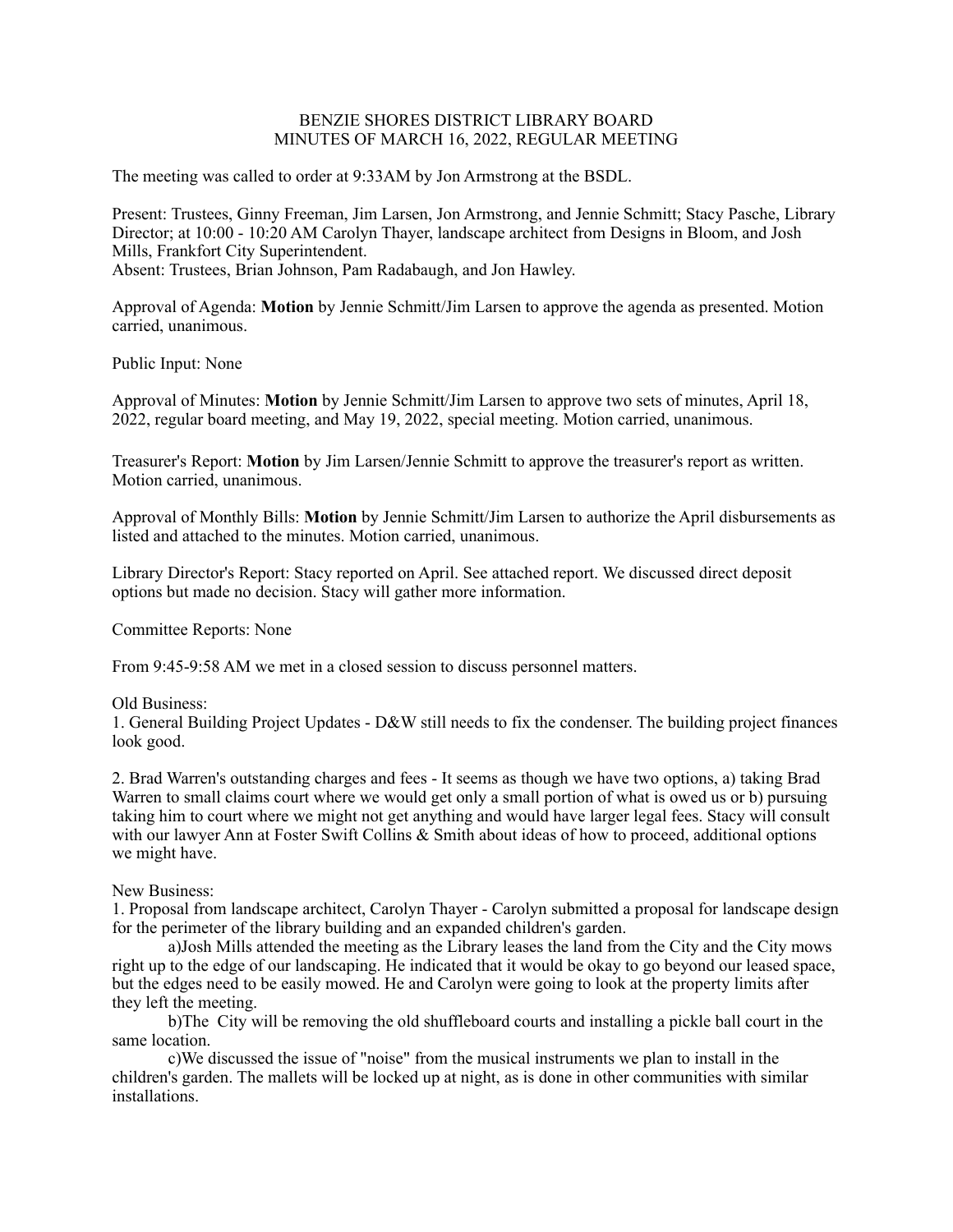# BENZIE SHORES DISTRICT LIBRARY BOARD
## MINUTES OF MARCH 16, 2022, REGULAR MEETING

The meeting was called to order at 9:33AM by Jon Armstrong at the BSDL.

Present: Trustees, Ginny Freeman, Jim Larsen, Jon Armstrong, and Jennie Schmitt; Stacy Pasche, Library Director; at 10:00 - 10:20 AM Carolyn Thayer, landscape architect from Designs in Bloom, and Josh Mills, Frankfort City Superintendent.
Absent: Trustees, Brian Johnson, Pam Radabaugh, and Jon Hawley.

Approval of Agenda: **Motion** by Jennie Schmitt/Jim Larsen to approve the agenda as presented. Motion carried, unanimous.

Public Input: None

Approval of Minutes: **Motion** by Jennie Schmitt/Jim Larsen to approve two sets of minutes, April 18, 2022, regular board meeting, and May 19, 2022, special meeting. Motion carried, unanimous.

Treasurer's Report: **Motion** by Jim Larsen/Jennie Schmitt to approve the treasurer's report as written. Motion carried, unanimous.

Approval of Monthly Bills: **Motion** by Jennie Schmitt/Jim Larsen to authorize the April disbursements as listed and attached to the minutes. Motion carried, unanimous.

Library Director's Report: Stacy reported on April. See attached report. We discussed direct deposit options but made no decision. Stacy will gather more information.

Committee Reports: None

From 9:45-9:58 AM we met in a closed session to discuss personnel matters.

Old Business:
1. General Building Project Updates - D&W still needs to fix the condenser. The building project finances look good.

2. Brad Warren's outstanding charges and fees - It seems as though we have two options, a) taking Brad Warren to small claims court where we would get only a small portion of what is owed us or b) pursuing taking him to court where we might not get anything and would have larger legal fees. Stacy will consult with our lawyer Ann at Foster Swift Collins & Smith about ideas of how to proceed, additional options we might have.

New Business:
1. Proposal from landscape architect, Carolyn Thayer - Carolyn submitted a proposal for landscape design for the perimeter of the library building and an expanded children's garden.

a)Josh Mills attended the meeting as the Library leases the land from the City and the City mows right up to the edge of our landscaping. He indicated that it would be okay to go beyond our leased space, but the edges need to be easily mowed. He and Carolyn were going to look at the property limits after they left the meeting.

b)The City will be removing the old shuffleboard courts and installing a pickle ball court in the same location.

c)We discussed the issue of "noise" from the musical instruments we plan to install in the children's garden. The mallets will be locked up at night, as is done in other communities with similar installations.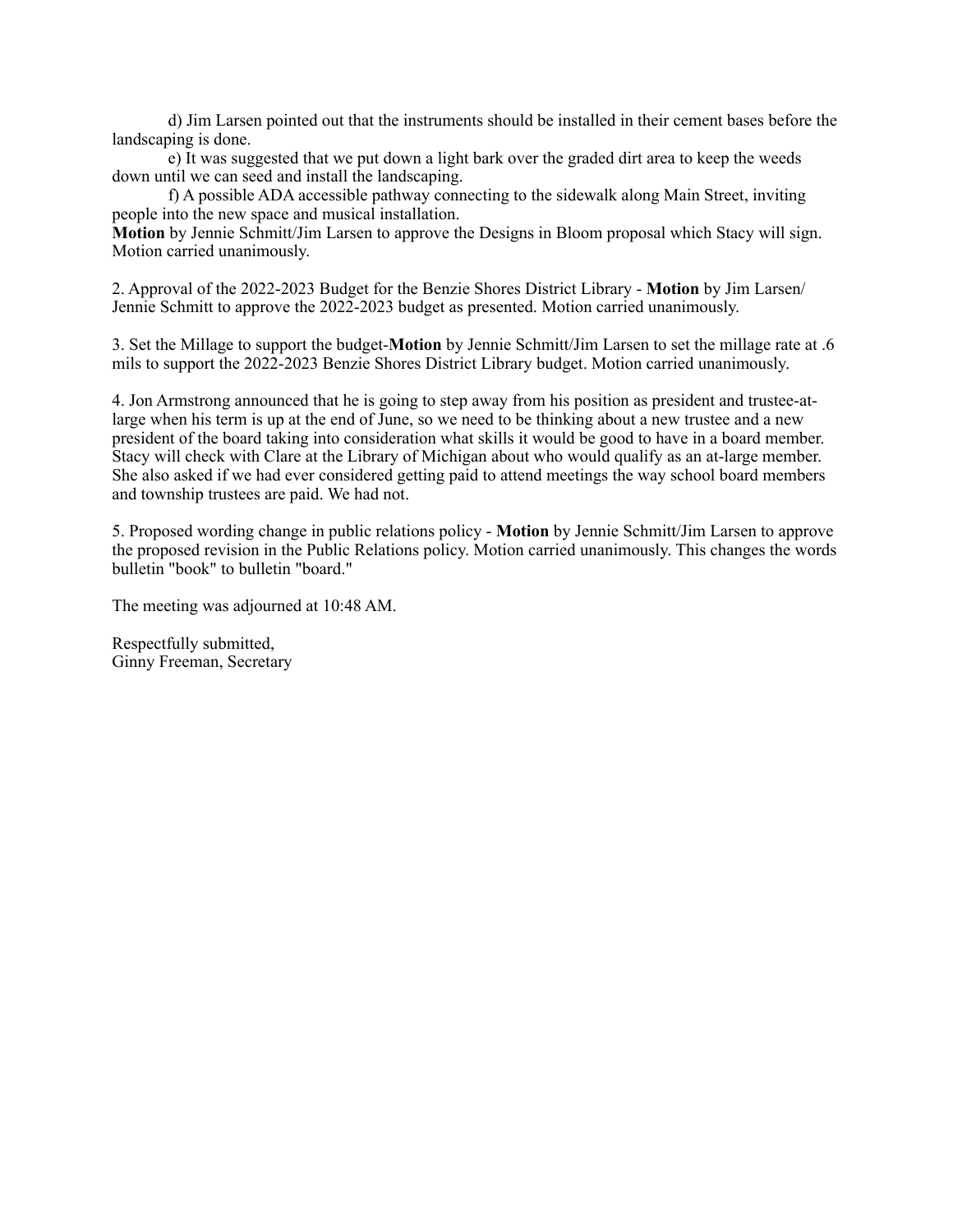d) Jim Larsen pointed out that the instruments should be installed in their cement bases before the landscaping is done.

e) It was suggested that we put down a light bark over the graded dirt area to keep the weeds down until we can seed and install the landscaping.

f) A possible ADA accessible pathway connecting to the sidewalk along Main Street, inviting people into the new space and musical installation.

**Motion** by Jennie Schmitt/Jim Larsen to approve the Designs in Bloom proposal which Stacy will sign. Motion carried unanimously.

2. Approval of the 2022-2023 Budget for the Benzie Shores District Library - **Motion** by Jim Larsen/ Jennie Schmitt to approve the 2022-2023 budget as presented. Motion carried unanimously.

3. Set the Millage to support the budget-**Motion** by Jennie Schmitt/Jim Larsen to set the millage rate at .6 mils to support the 2022-2023 Benzie Shores District Library budget. Motion carried unanimously.

4. Jon Armstrong announced that he is going to step away from his position as president and trustee-at-large when his term is up at the end of June, so we need to be thinking about a new trustee and a new president of the board taking into consideration what skills it would be good to have in a board member. Stacy will check with Clare at the Library of Michigan about who would qualify as an at-large member. She also asked if we had ever considered getting paid to attend meetings the way school board members and township trustees are paid. We had not.

5. Proposed wording change in public relations policy - **Motion** by Jennie Schmitt/Jim Larsen to approve the proposed revision in the Public Relations policy. Motion carried unanimously. This changes the words bulletin "book" to bulletin "board."

The meeting was adjourned at 10:48 AM.

Respectfully submitted,
Ginny Freeman, Secretary